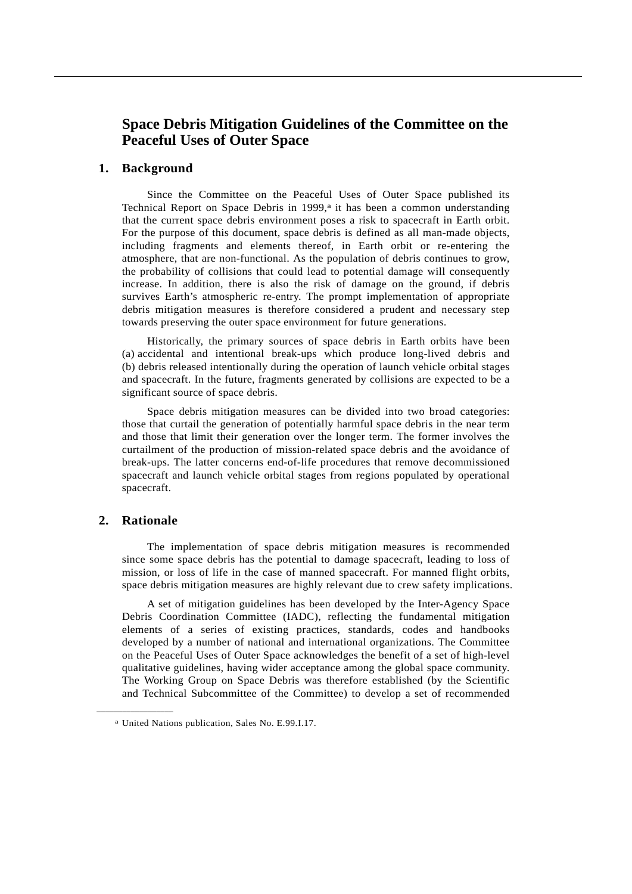# Space Debris Mitigation Guidelines of the Committee on the Peaceful Uses of Outer Space

## 1. Background

Since the Committee on the Peaceful Uses of Outer Space published its Technical Report on Space Debris in 1999,[a] it has been a common understanding that the current space debris environment poses a risk to spacecraft in Earth orbit. For the purpose of this document, space debris is defined as all man-made objects, including fragments and elements thereof, in Earth orbit or re-entering the atmosphere, that are non-functional. As the population of debris continues to grow, the probability of collisions that could lead to potential damage will consequently increase. In addition, there is also the risk of damage on the ground, if debris survives Earth's atmospheric re-entry. The prompt implementation of appropriate debris mitigation measures is therefore considered a prudent and necessary step towards preserving the outer space environment for future generations.

Historically, the primary sources of space debris in Earth orbits have been (a) accidental and intentional break-ups which produce long-lived debris and (b) debris released intentionally during the operation of launch vehicle orbital stages and spacecraft. In the future, fragments generated by collisions are expected to be a significant source of space debris.

Space debris mitigation measures can be divided into two broad categories: those that curtail the generation of potentially harmful space debris in the near term and those that limit their generation over the longer term. The former involves the curtailment of the production of mission-related space debris and the avoidance of break-ups. The latter concerns end-of-life procedures that remove decommissioned spacecraft and launch vehicle orbital stages from regions populated by operational spacecraft.

## 2. Rationale

The implementation of space debris mitigation measures is recommended since some space debris has the potential to damage spacecraft, leading to loss of mission, or loss of life in the case of manned spacecraft. For manned flight orbits, space debris mitigation measures are highly relevant due to crew safety implications.

A set of mitigation guidelines has been developed by the Inter-Agency Space Debris Coordination Committee (IADC), reflecting the fundamental mitigation elements of a series of existing practices, standards, codes and handbooks developed by a number of national and international organizations. The Committee on the Peaceful Uses of Outer Space acknowledges the benefit of a set of high-level qualitative guidelines, having wider acceptance among the global space community. The Working Group on Space Debris was therefore established (by the Scientific and Technical Subcommittee of the Committee) to develop a set of recommended

[a] United Nations publication, Sales No. E.99.I.17.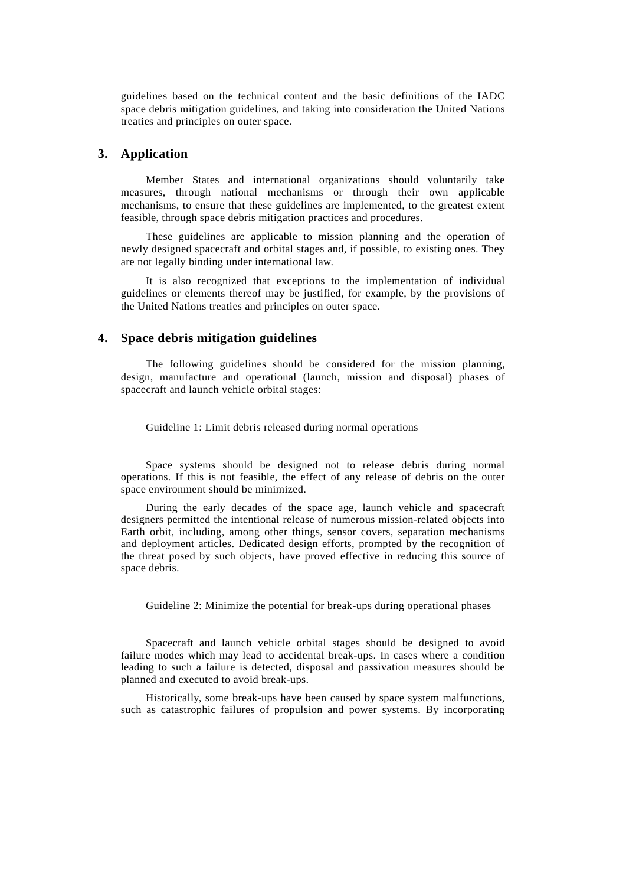guidelines based on the technical content and the basic definitions of the IADC space debris mitigation guidelines, and taking into consideration the United Nations treaties and principles on outer space.

## 3. Application

Member States and international organizations should voluntarily take measures, through national mechanisms or through their own applicable mechanisms, to ensure that these guidelines are implemented, to the greatest extent feasible, through space debris mitigation practices and procedures.

These guidelines are applicable to mission planning and the operation of newly designed spacecraft and orbital stages and, if possible, to existing ones. They are not legally binding under international law.

It is also recognized that exceptions to the implementation of individual guidelines or elements thereof may be justified, for example, by the provisions of the United Nations treaties and principles on outer space.

## 4. Space debris mitigation guidelines

The following guidelines should be considered for the mission planning, design, manufacture and operational (launch, mission and disposal) phases of spacecraft and launch vehicle orbital stages:

Guideline 1: Limit debris released during normal operations

Space systems should be designed not to release debris during normal operations. If this is not feasible, the effect of any release of debris on the outer space environment should be minimized.

During the early decades of the space age, launch vehicle and spacecraft designers permitted the intentional release of numerous mission-related objects into Earth orbit, including, among other things, sensor covers, separation mechanisms and deployment articles. Dedicated design efforts, prompted by the recognition of the threat posed by such objects, have proved effective in reducing this source of space debris.

Guideline 2: Minimize the potential for break-ups during operational phases

Spacecraft and launch vehicle orbital stages should be designed to avoid failure modes which may lead to accidental break-ups. In cases where a condition leading to such a failure is detected, disposal and passivation measures should be planned and executed to avoid break-ups.

Historically, some break-ups have been caused by space system malfunctions, such as catastrophic failures of propulsion and power systems. By incorporating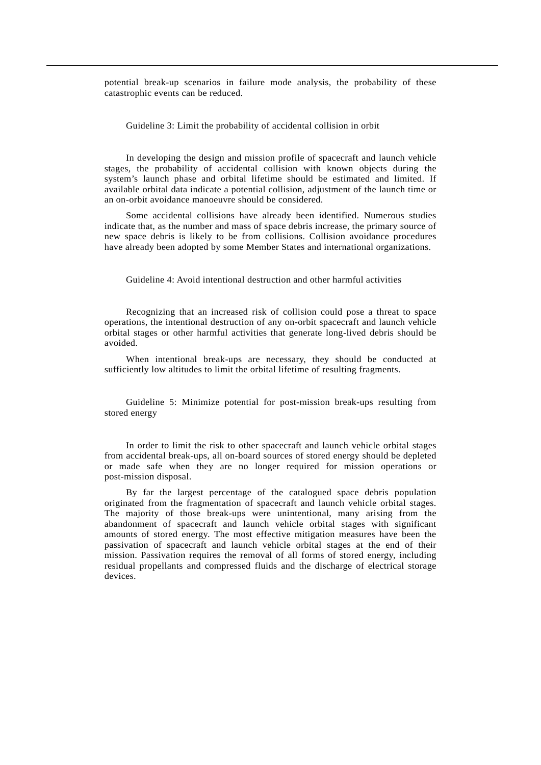potential break-up scenarios in failure mode analysis, the probability of these catastrophic events can be reduced.

### Guideline 3: Limit the probability of accidental collision in orbit

In developing the design and mission profile of spacecraft and launch vehicle stages, the probability of accidental collision with known objects during the system's launch phase and orbital lifetime should be estimated and limited. If available orbital data indicate a potential collision, adjustment of the launch time or an on-orbit avoidance manoeuvre should be considered.

Some accidental collisions have already been identified. Numerous studies indicate that, as the number and mass of space debris increase, the primary source of new space debris is likely to be from collisions. Collision avoidance procedures have already been adopted by some Member States and international organizations.

### Guideline 4: Avoid intentional destruction and other harmful activities

Recognizing that an increased risk of collision could pose a threat to space operations, the intentional destruction of any on-orbit spacecraft and launch vehicle orbital stages or other harmful activities that generate long-lived debris should be avoided.

When intentional break-ups are necessary, they should be conducted at sufficiently low altitudes to limit the orbital lifetime of resulting fragments.

### Guideline 5: Minimize potential for post-mission break-ups resulting from stored energy

In order to limit the risk to other spacecraft and launch vehicle orbital stages from accidental break-ups, all on-board sources of stored energy should be depleted or made safe when they are no longer required for mission operations or post-mission disposal.

By far the largest percentage of the catalogued space debris population originated from the fragmentation of spacecraft and launch vehicle orbital stages. The majority of those break-ups were unintentional, many arising from the abandonment of spacecraft and launch vehicle orbital stages with significant amounts of stored energy. The most effective mitigation measures have been the passivation of spacecraft and launch vehicle orbital stages at the end of their mission. Passivation requires the removal of all forms of stored energy, including residual propellants and compressed fluids and the discharge of electrical storage devices.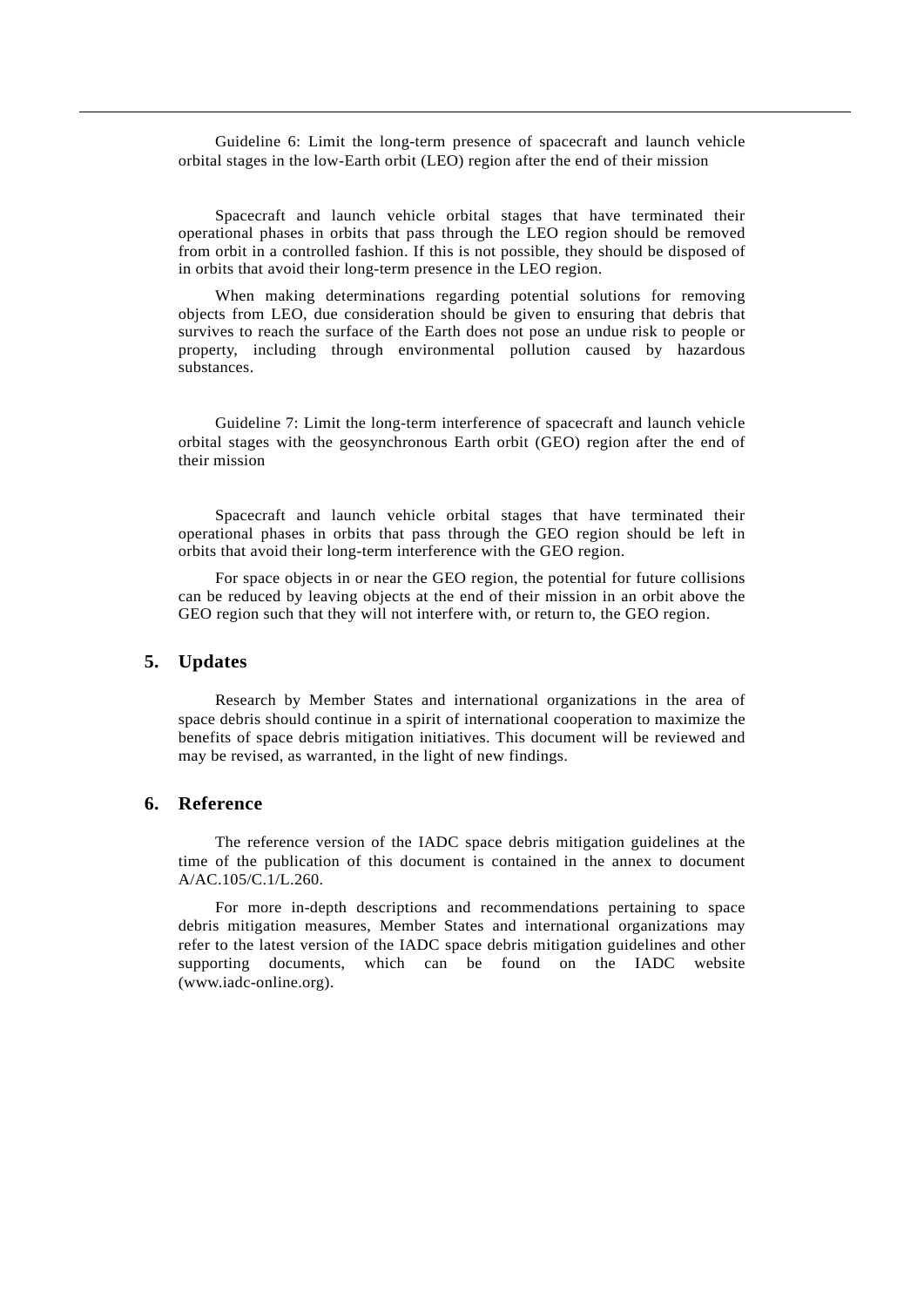Guideline 6: Limit the long-term presence of spacecraft and launch vehicle orbital stages in the low-Earth orbit (LEO) region after the end of their mission

Spacecraft and launch vehicle orbital stages that have terminated their operational phases in orbits that pass through the LEO region should be removed from orbit in a controlled fashion. If this is not possible, they should be disposed of in orbits that avoid their long-term presence in the LEO region.

When making determinations regarding potential solutions for removing objects from LEO, due consideration should be given to ensuring that debris that survives to reach the surface of the Earth does not pose an undue risk to people or property, including through environmental pollution caused by hazardous substances.

Guideline 7: Limit the long-term interference of spacecraft and launch vehicle orbital stages with the geosynchronous Earth orbit (GEO) region after the end of their mission

Spacecraft and launch vehicle orbital stages that have terminated their operational phases in orbits that pass through the GEO region should be left in orbits that avoid their long-term interference with the GEO region.

For space objects in or near the GEO region, the potential for future collisions can be reduced by leaving objects at the end of their mission in an orbit above the GEO region such that they will not interfere with, or return to, the GEO region.

## 5. Updates

Research by Member States and international organizations in the area of space debris should continue in a spirit of international cooperation to maximize the benefits of space debris mitigation initiatives. This document will be reviewed and may be revised, as warranted, in the light of new findings.

## 6. Reference

The reference version of the IADC space debris mitigation guidelines at the time of the publication of this document is contained in the annex to document A/AC.105/C.1/L.260.

For more in-depth descriptions and recommendations pertaining to space debris mitigation measures, Member States and international organizations may refer to the latest version of the IADC space debris mitigation guidelines and other supporting documents, which can be found on the IADC website (www.iadc-online.org).